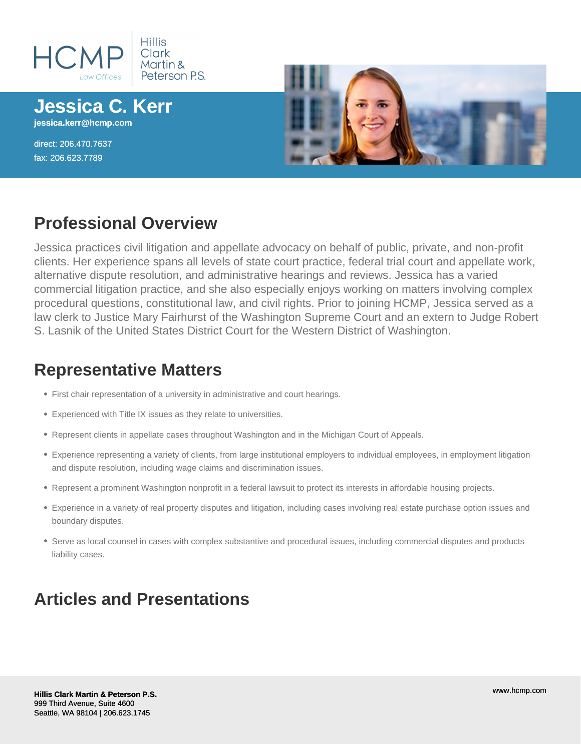HCMP Law Offices | Hillis Clark Martin & Peterson P.S.

# Jessica C. Kerr

jessica.kerr@hcmp.com

direct: 206.470.7637
fax: 206.623.7789

## Professional Overview

Jessica practices civil litigation and appellate advocacy on behalf of public, private, and non-profit clients. Her experience spans all levels of state court practice, federal trial court and appellate work, alternative dispute resolution, and administrative hearings and reviews. Jessica has a varied commercial litigation practice, and she also especially enjoys working on matters involving complex procedural questions, constitutional law, and civil rights. Prior to joining HCMP, Jessica served as a law clerk to Justice Mary Fairhurst of the Washington Supreme Court and an extern to Judge Robert S. Lasnik of the United States District Court for the Western District of Washington.

## Representative Matters

- First chair representation of a university in administrative and court hearings.
- Experienced with Title IX issues as they relate to universities.
- Represent clients in appellate cases throughout Washington and in the Michigan Court of Appeals.
- Experience representing a variety of clients, from large institutional employers to individual employees, in employment litigation and dispute resolution, including wage claims and discrimination issues.
- Represent a prominent Washington nonprofit in a federal lawsuit to protect its interests in affordable housing projects.
- Experience in a variety of real property disputes and litigation, including cases involving real estate purchase option issues and boundary disputes.
- Serve as local counsel in cases with complex substantive and procedural issues, including commercial disputes and products liability cases.

## Articles and Presentations

**Hillis Clark Martin & Peterson P.S.**
999 Third Avenue, Suite 4600
Seattle, WA 98104 | 206.623.1745

www.hcmp.com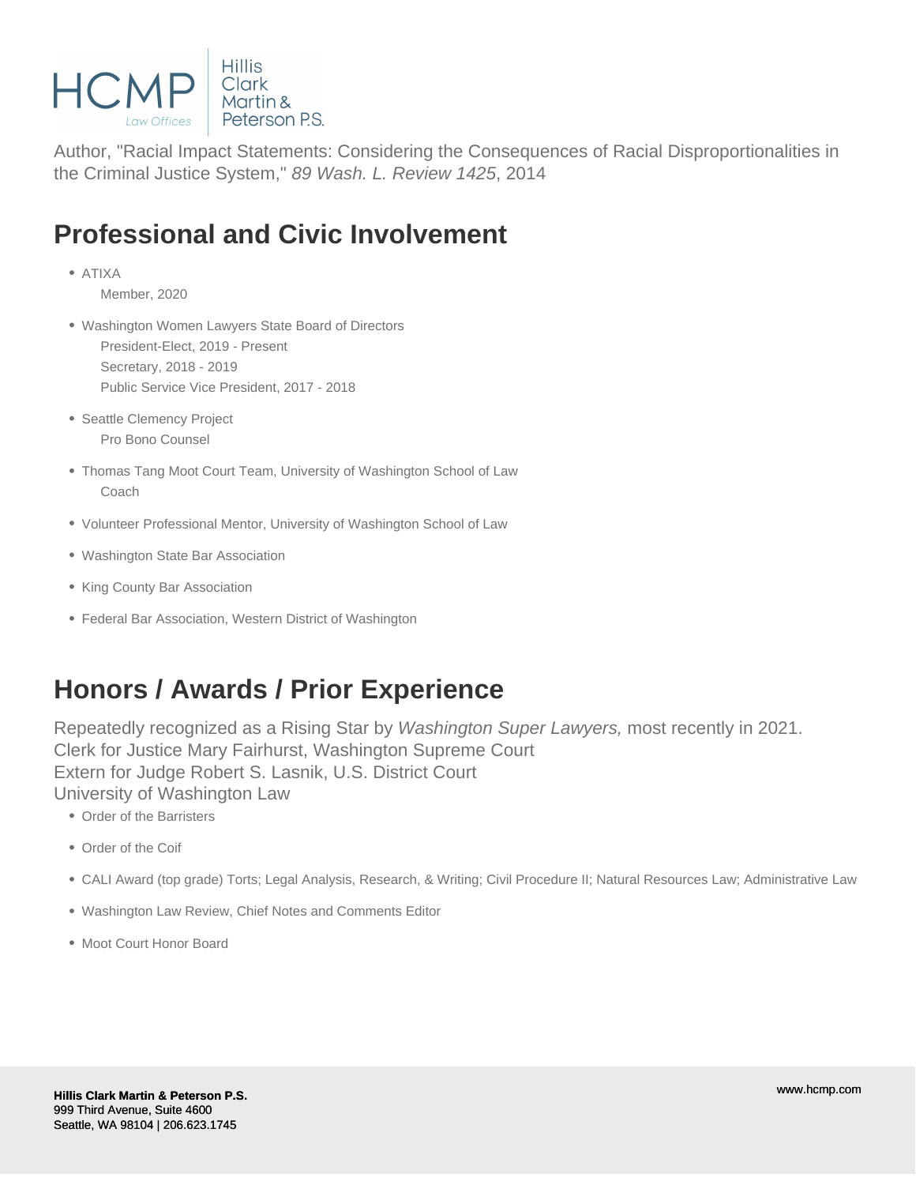Author, "Racial Impact Statements: Considering the Consequences of Racial Disproportionalities in the Criminal Justice System," *89 Wash. L. Review 1425*, 2014

## Professional and Civic Involvement

- ATIXA
  Member, 2020
- Washington Women Lawyers State Board of Directors
  President-Elect, 2019 - Present
  Secretary, 2018 - 2019
  Public Service Vice President, 2017 - 2018
- Seattle Clemency Project
  Pro Bono Counsel
- Thomas Tang Moot Court Team, University of Washington School of Law
  Coach
- Volunteer Professional Mentor, University of Washington School of Law
- Washington State Bar Association
- King County Bar Association
- Federal Bar Association, Western District of Washington

## Honors / Awards / Prior Experience

Repeatedly recognized as a Rising Star by *Washington Super Lawyers,* most recently in 2021.
Clerk for Justice Mary Fairhurst, Washington Supreme Court
Extern for Judge Robert S. Lasnik, U.S. District Court
University of Washington Law

- Order of the Barristers
- Order of the Coif
- CALI Award (top grade) Torts; Legal Analysis, Research, & Writing; Civil Procedure II; Natural Resources Law; Administrative Law
- Washington Law Review, Chief Notes and Comments Editor
- Moot Court Honor Board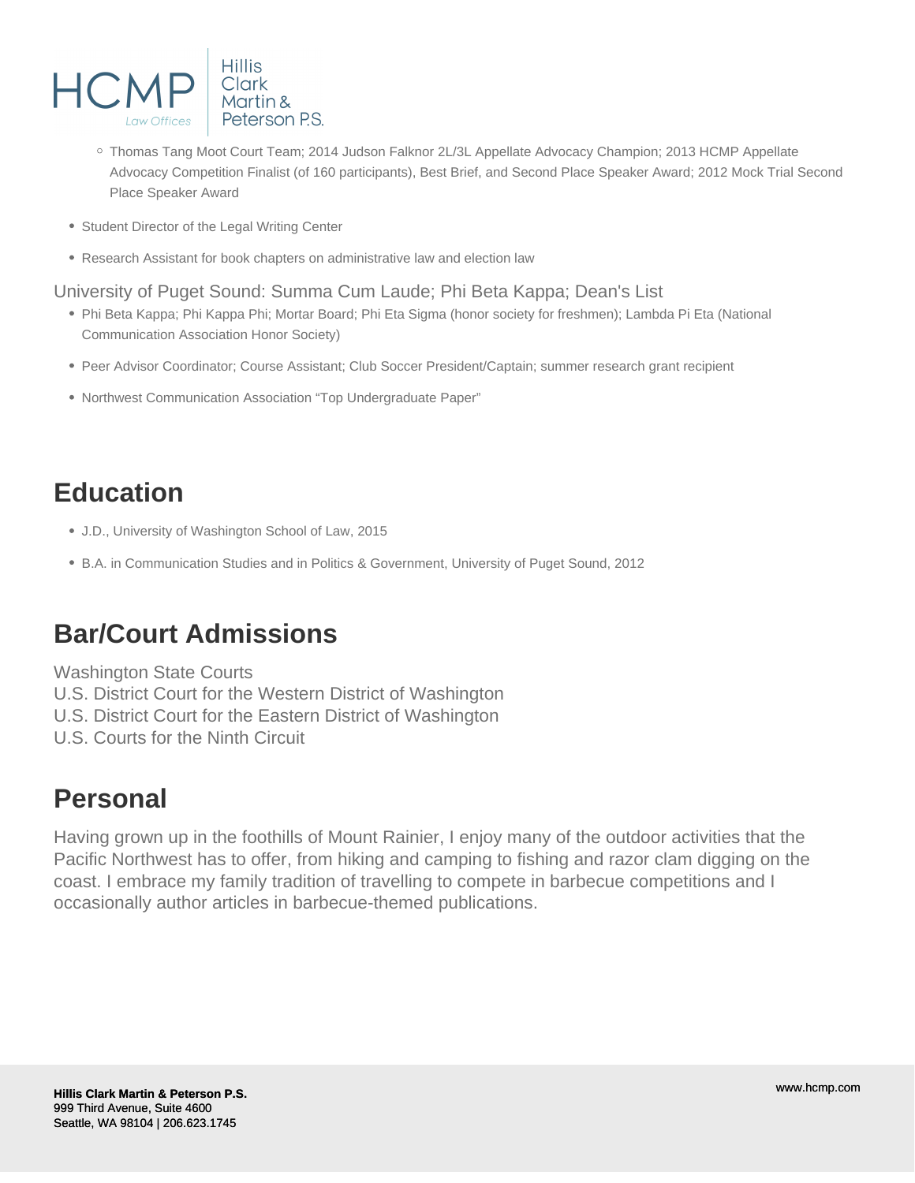- Thomas Tang Moot Court Team; 2014 Judson Falknor 2L/3L Appellate Advocacy Champion; 2013 HCMP Appellate Advocacy Competition Finalist (of 160 participants), Best Brief, and Second Place Speaker Award; 2012 Mock Trial Second Place Speaker Award
- Student Director of the Legal Writing Center
- Research Assistant for book chapters on administrative law and election law

University of Puget Sound: Summa Cum Laude; Phi Beta Kappa; Dean's List

- Phi Beta Kappa; Phi Kappa Phi; Mortar Board; Phi Eta Sigma (honor society for freshmen); Lambda Pi Eta (National Communication Association Honor Society)
- Peer Advisor Coordinator; Course Assistant; Club Soccer President/Captain; summer research grant recipient
- Northwest Communication Association "Top Undergraduate Paper"

## Education

- J.D., University of Washington School of Law, 2015
- B.A. in Communication Studies and in Politics & Government, University of Puget Sound, 2012

## Bar/Court Admissions

Washington State Courts
U.S. District Court for the Western District of Washington
U.S. District Court for the Eastern District of Washington
U.S. Courts for the Ninth Circuit

## Personal

Having grown up in the foothills of Mount Rainier, I enjoy many of the outdoor activities that the Pacific Northwest has to offer, from hiking and camping to fishing and razor clam digging on the coast. I embrace my family tradition of travelling to compete in barbecue competitions and I occasionally author articles in barbecue-themed publications.